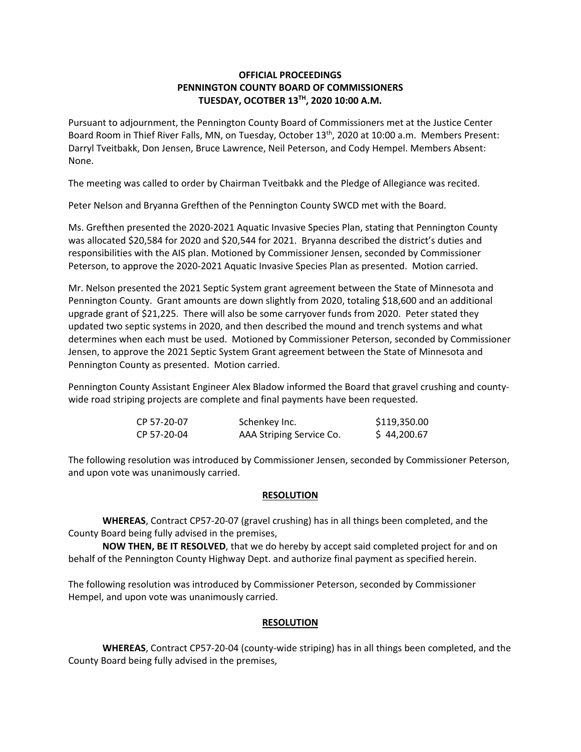**OFFICIAL PROCEEDINGS**
**PENNINGTON COUNTY BOARD OF COMMISSIONERS**
**TUESDAY, OCOTBER 13TH, 2020 10:00 A.M.**

Pursuant to adjournment, the Pennington County Board of Commissioners met at the Justice Center Board Room in Thief River Falls, MN, on Tuesday, October 13th, 2020 at 10:00 a.m. Members Present: Darryl Tveitbakk, Don Jensen, Bruce Lawrence, Neil Peterson, and Cody Hempel. Members Absent: None.

The meeting was called to order by Chairman Tveitbakk and the Pledge of Allegiance was recited.

Peter Nelson and Bryanna Grefthen of the Pennington County SWCD met with the Board.

Ms. Grefthen presented the 2020-2021 Aquatic Invasive Species Plan, stating that Pennington County was allocated $20,584 for 2020 and $20,544 for 2021. Bryanna described the district's duties and responsibilities with the AIS plan. Motioned by Commissioner Jensen, seconded by Commissioner Peterson, to approve the 2020-2021 Aquatic Invasive Species Plan as presented. Motion carried.

Mr. Nelson presented the 2021 Septic System grant agreement between the State of Minnesota and Pennington County. Grant amounts are down slightly from 2020, totaling $18,600 and an additional upgrade grant of $21,225. There will also be some carryover funds from 2020. Peter stated they updated two septic systems in 2020, and then described the mound and trench systems and what determines when each must be used. Motioned by Commissioner Peterson, seconded by Commissioner Jensen, to approve the 2021 Septic System Grant agreement between the State of Minnesota and Pennington County as presented. Motion carried.

Pennington County Assistant Engineer Alex Bladow informed the Board that gravel crushing and county-wide road striping projects are complete and final payments have been requested.

| | | |
|---|---|---|
| CP 57-20-07 | Schenkey Inc. | $119,350.00 |
| CP 57-20-04 | AAA Striping Service Co. | $ 44,200.67 |

The following resolution was introduced by Commissioner Jensen, seconded by Commissioner Peterson, and upon vote was unanimously carried.

**RESOLUTION**

**WHEREAS**, Contract CP57-20-07 (gravel crushing) has in all things been completed, and the County Board being fully advised in the premises,

**NOW THEN, BE IT RESOLVED**, that we do hereby by accept said completed project for and on behalf of the Pennington County Highway Dept. and authorize final payment as specified herein.

The following resolution was introduced by Commissioner Peterson, seconded by Commissioner Hempel, and upon vote was unanimously carried.

**RESOLUTION**

**WHEREAS**, Contract CP57-20-04 (county-wide striping) has in all things been completed, and the County Board being fully advised in the premises,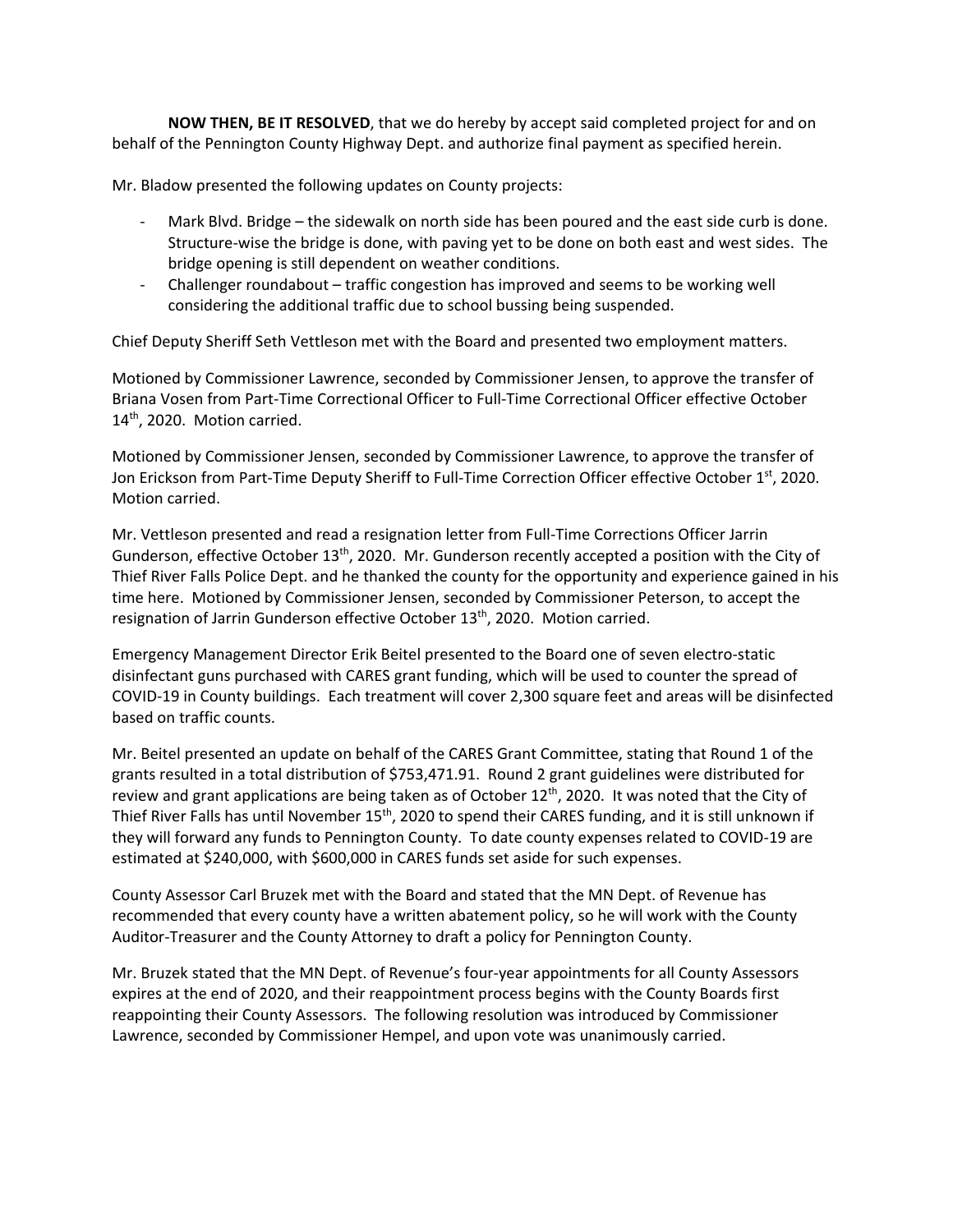**NOW THEN, BE IT RESOLVED**, that we do hereby by accept said completed project for and on behalf of the Pennington County Highway Dept. and authorize final payment as specified herein.

Mr. Bladow presented the following updates on County projects:

- Mark Blvd. Bridge – the sidewalk on north side has been poured and the east side curb is done. Structure-wise the bridge is done, with paving yet to be done on both east and west sides. The bridge opening is still dependent on weather conditions.
- Challenger roundabout – traffic congestion has improved and seems to be working well considering the additional traffic due to school bussing being suspended.

Chief Deputy Sheriff Seth Vettleson met with the Board and presented two employment matters.

Motioned by Commissioner Lawrence, seconded by Commissioner Jensen, to approve the transfer of Briana Vosen from Part-Time Correctional Officer to Full-Time Correctional Officer effective October 14th, 2020. Motion carried.

Motioned by Commissioner Jensen, seconded by Commissioner Lawrence, to approve the transfer of Jon Erickson from Part-Time Deputy Sheriff to Full-Time Correction Officer effective October 1st, 2020. Motion carried.

Mr. Vettleson presented and read a resignation letter from Full-Time Corrections Officer Jarrin Gunderson, effective October 13th, 2020. Mr. Gunderson recently accepted a position with the City of Thief River Falls Police Dept. and he thanked the county for the opportunity and experience gained in his time here. Motioned by Commissioner Jensen, seconded by Commissioner Peterson, to accept the resignation of Jarrin Gunderson effective October 13th, 2020. Motion carried.

Emergency Management Director Erik Beitel presented to the Board one of seven electro-static disinfectant guns purchased with CARES grant funding, which will be used to counter the spread of COVID-19 in County buildings. Each treatment will cover 2,300 square feet and areas will be disinfected based on traffic counts.

Mr. Beitel presented an update on behalf of the CARES Grant Committee, stating that Round 1 of the grants resulted in a total distribution of $753,471.91. Round 2 grant guidelines were distributed for review and grant applications are being taken as of October 12th, 2020. It was noted that the City of Thief River Falls has until November 15th, 2020 to spend their CARES funding, and it is still unknown if they will forward any funds to Pennington County. To date county expenses related to COVID-19 are estimated at $240,000, with $600,000 in CARES funds set aside for such expenses.

County Assessor Carl Bruzek met with the Board and stated that the MN Dept. of Revenue has recommended that every county have a written abatement policy, so he will work with the County Auditor-Treasurer and the County Attorney to draft a policy for Pennington County.

Mr. Bruzek stated that the MN Dept. of Revenue's four-year appointments for all County Assessors expires at the end of 2020, and their reappointment process begins with the County Boards first reappointing their County Assessors. The following resolution was introduced by Commissioner Lawrence, seconded by Commissioner Hempel, and upon vote was unanimously carried.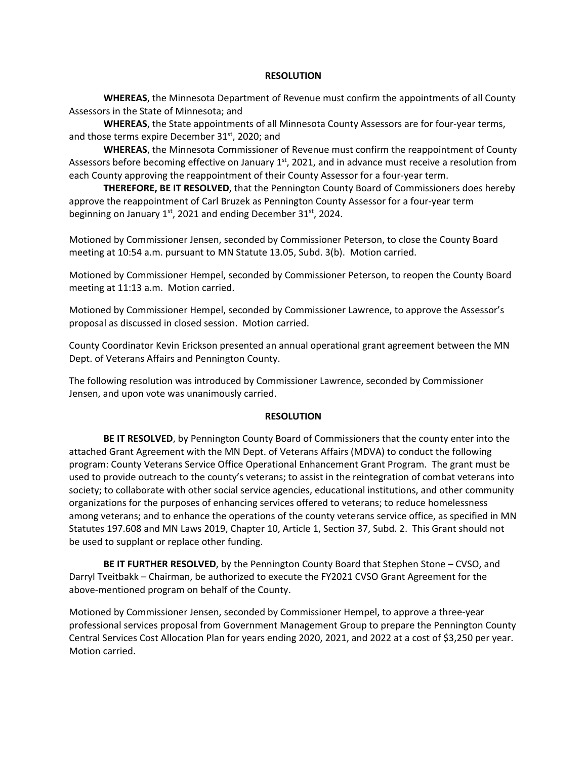**RESOLUTION**

**WHEREAS**, the Minnesota Department of Revenue must confirm the appointments of all County Assessors in the State of Minnesota; and

**WHEREAS**, the State appointments of all Minnesota County Assessors are for four-year terms, and those terms expire December 31st, 2020; and

**WHEREAS**, the Minnesota Commissioner of Revenue must confirm the reappointment of County Assessors before becoming effective on January 1st, 2021, and in advance must receive a resolution from each County approving the reappointment of their County Assessor for a four-year term.

**THEREFORE, BE IT RESOLVED**, that the Pennington County Board of Commissioners does hereby approve the reappointment of Carl Bruzek as Pennington County Assessor for a four-year term beginning on January 1st, 2021 and ending December 31st, 2024.

Motioned by Commissioner Jensen, seconded by Commissioner Peterson, to close the County Board meeting at 10:54 a.m. pursuant to MN Statute 13.05, Subd. 3(b). Motion carried.

Motioned by Commissioner Hempel, seconded by Commissioner Peterson, to reopen the County Board meeting at 11:13 a.m. Motion carried.

Motioned by Commissioner Hempel, seconded by Commissioner Lawrence, to approve the Assessor's proposal as discussed in closed session. Motion carried.

County Coordinator Kevin Erickson presented an annual operational grant agreement between the MN Dept. of Veterans Affairs and Pennington County.

The following resolution was introduced by Commissioner Lawrence, seconded by Commissioner Jensen, and upon vote was unanimously carried.

**RESOLUTION**

**BE IT RESOLVED**, by Pennington County Board of Commissioners that the county enter into the attached Grant Agreement with the MN Dept. of Veterans Affairs (MDVA) to conduct the following program: County Veterans Service Office Operational Enhancement Grant Program. The grant must be used to provide outreach to the county's veterans; to assist in the reintegration of combat veterans into society; to collaborate with other social service agencies, educational institutions, and other community organizations for the purposes of enhancing services offered to veterans; to reduce homelessness among veterans; and to enhance the operations of the county veterans service office, as specified in MN Statutes 197.608 and MN Laws 2019, Chapter 10, Article 1, Section 37, Subd. 2. This Grant should not be used to supplant or replace other funding.

**BE IT FURTHER RESOLVED**, by the Pennington County Board that Stephen Stone – CVSO, and Darryl Tveitbakk – Chairman, be authorized to execute the FY2021 CVSO Grant Agreement for the above-mentioned program on behalf of the County.

Motioned by Commissioner Jensen, seconded by Commissioner Hempel, to approve a three-year professional services proposal from Government Management Group to prepare the Pennington County Central Services Cost Allocation Plan for years ending 2020, 2021, and 2022 at a cost of $3,250 per year. Motion carried.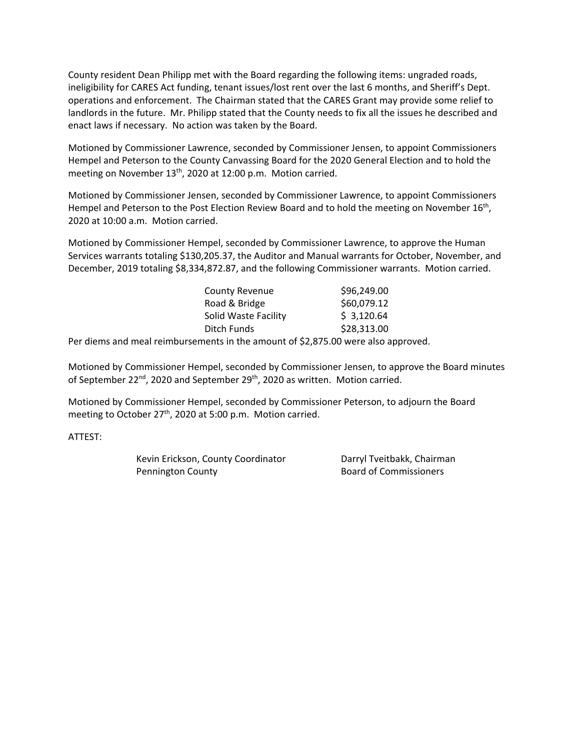County resident Dean Philipp met with the Board regarding the following items: ungraded roads, ineligibility for CARES Act funding, tenant issues/lost rent over the last 6 months, and Sheriff's Dept. operations and enforcement. The Chairman stated that the CARES Grant may provide some relief to landlords in the future. Mr. Philipp stated that the County needs to fix all the issues he described and enact laws if necessary. No action was taken by the Board.

Motioned by Commissioner Lawrence, seconded by Commissioner Jensen, to appoint Commissioners Hempel and Peterson to the County Canvassing Board for the 2020 General Election and to hold the meeting on November 13th, 2020 at 12:00 p.m. Motion carried.

Motioned by Commissioner Jensen, seconded by Commissioner Lawrence, to appoint Commissioners Hempel and Peterson to the Post Election Review Board and to hold the meeting on November 16th, 2020 at 10:00 a.m. Motion carried.

Motioned by Commissioner Hempel, seconded by Commissioner Lawrence, to approve the Human Services warrants totaling $130,205.37, the Auditor and Manual warrants for October, November, and December, 2019 totaling $8,334,872.87, and the following Commissioner warrants. Motion carried.

| | |
|---|---|
| County Revenue | $96,249.00 |
| Road & Bridge | $60,079.12 |
| Solid Waste Facility | $ 3,120.64 |
| Ditch Funds | $28,313.00 |

Per diems and meal reimbursements in the amount of $2,875.00 were also approved.

Motioned by Commissioner Hempel, seconded by Commissioner Jensen, to approve the Board minutes of September 22nd, 2020 and September 29th, 2020 as written. Motion carried.

Motioned by Commissioner Hempel, seconded by Commissioner Peterson, to adjourn the Board meeting to October 27th, 2020 at 5:00 p.m. Motion carried.

ATTEST:

Kevin Erickson, County Coordinator
Pennington County

Darryl Tveitbakk, Chairman
Board of Commissioners